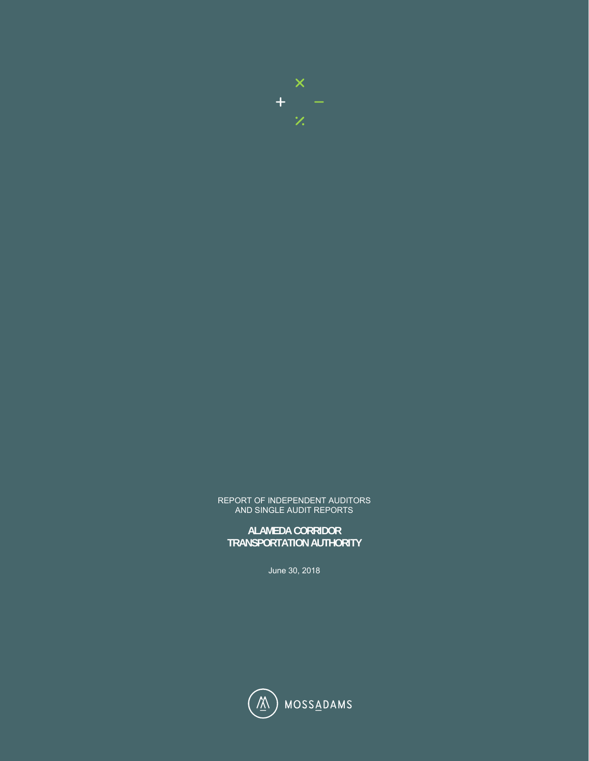REPORT OF INDEPENDENT AUDITORS
AND SINGLE AUDIT REPORTS

**ALAMEDA CORRIDOR
TRANSPORTATION AUTHORITY**

June 30, 2018

MOSSADAMS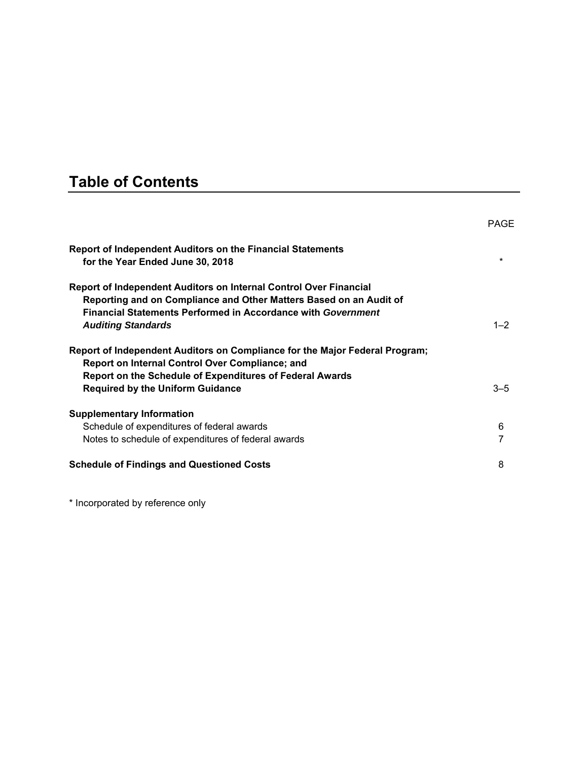# Table of Contents

| | PAGE |
|---|---|
| **Report of Independent Auditors on the Financial Statements for the Year Ended June 30, 2018** | * |
| **Report of Independent Auditors on Internal Control Over Financial Reporting and on Compliance and Other Matters Based on an Audit of Financial Statements Performed in Accordance with *Government Auditing Standards*** | 1–2 |
| **Report of Independent Auditors on Compliance for the Major Federal Program; Report on Internal Control Over Compliance; and Report on the Schedule of Expenditures of Federal Awards Required by the Uniform Guidance** | 3–5 |
| **Supplementary Information** | |
| Schedule of expenditures of federal awards | 6 |
| Notes to schedule of expenditures of federal awards | 7 |
| **Schedule of Findings and Questioned Costs** | 8 |

* Incorporated by reference only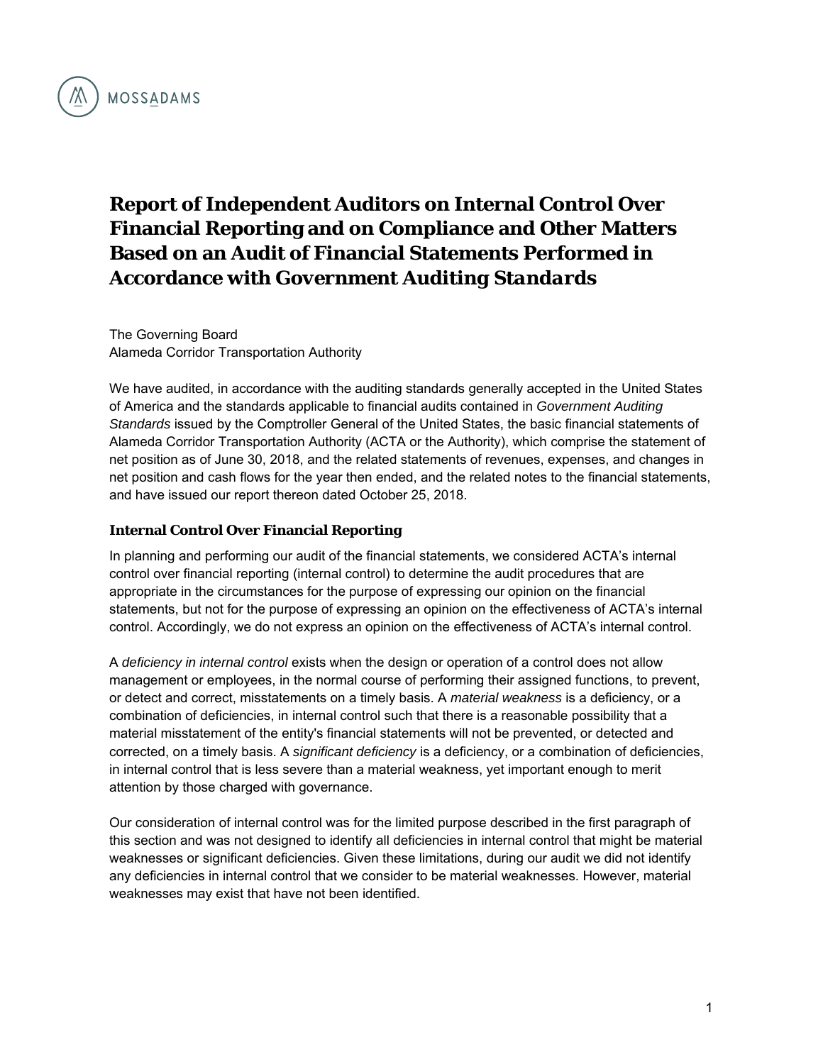MOSSADAMS

# Report of Independent Auditors on Internal Control Over Financial Reporting and on Compliance and Other Matters Based on an Audit of Financial Statements Performed in Accordance with *Government Auditing Standards*

The Governing Board
Alameda Corridor Transportation Authority

We have audited, in accordance with the auditing standards generally accepted in the United States of America and the standards applicable to financial audits contained in *Government Auditing Standards* issued by the Comptroller General of the United States, the basic financial statements of Alameda Corridor Transportation Authority (ACTA or the Authority), which comprise the statement of net position as of June 30, 2018, and the related statements of revenues, expenses, and changes in net position and cash flows for the year then ended, and the related notes to the financial statements, and have issued our report thereon dated October 25, 2018.

## Internal Control Over Financial Reporting

In planning and performing our audit of the financial statements, we considered ACTA's internal control over financial reporting (internal control) to determine the audit procedures that are appropriate in the circumstances for the purpose of expressing our opinion on the financial statements, but not for the purpose of expressing an opinion on the effectiveness of ACTA's internal control. Accordingly, we do not express an opinion on the effectiveness of ACTA's internal control.

A *deficiency in internal control* exists when the design or operation of a control does not allow management or employees, in the normal course of performing their assigned functions, to prevent, or detect and correct, misstatements on a timely basis. A *material weakness* is a deficiency, or a combination of deficiencies, in internal control such that there is a reasonable possibility that a material misstatement of the entity's financial statements will not be prevented, or detected and corrected, on a timely basis. A *significant deficiency* is a deficiency, or a combination of deficiencies, in internal control that is less severe than a material weakness, yet important enough to merit attention by those charged with governance.

Our consideration of internal control was for the limited purpose described in the first paragraph of this section and was not designed to identify all deficiencies in internal control that might be material weaknesses or significant deficiencies. Given these limitations, during our audit we did not identify any deficiencies in internal control that we consider to be material weaknesses. However, material weaknesses may exist that have not been identified.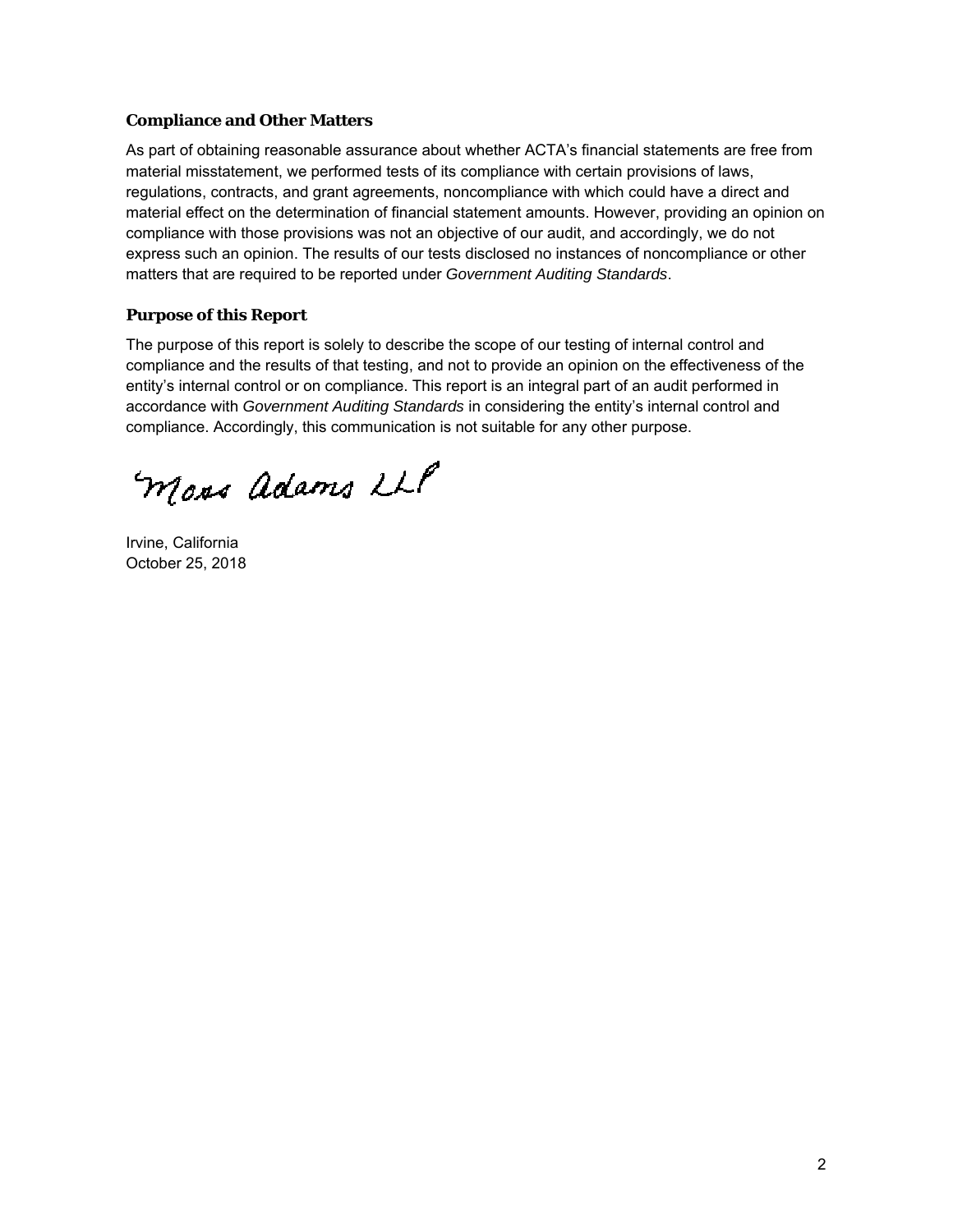### Compliance and Other Matters

As part of obtaining reasonable assurance about whether ACTA's financial statements are free from material misstatement, we performed tests of its compliance with certain provisions of laws, regulations, contracts, and grant agreements, noncompliance with which could have a direct and material effect on the determination of financial statement amounts. However, providing an opinion on compliance with those provisions was not an objective of our audit, and accordingly, we do not express such an opinion. The results of our tests disclosed no instances of noncompliance or other matters that are required to be reported under *Government Auditing Standards*.

### Purpose of this Report

The purpose of this report is solely to describe the scope of our testing of internal control and compliance and the results of that testing, and not to provide an opinion on the effectiveness of the entity's internal control or on compliance. This report is an integral part of an audit performed in accordance with *Government Auditing Standards* in considering the entity's internal control and compliance. Accordingly, this communication is not suitable for any other purpose.

Moss Adams LLP

Irvine, California
October 25, 2018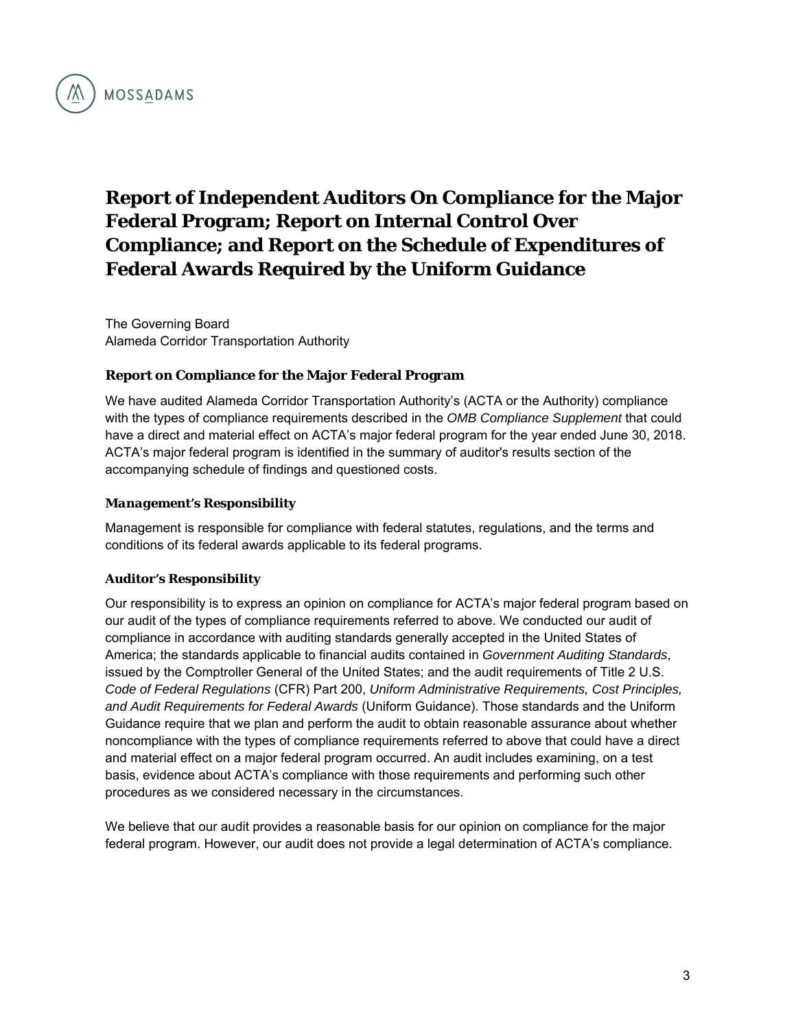# Report of Independent Auditors On Compliance for the Major Federal Program; Report on Internal Control Over Compliance; and Report on the Schedule of Expenditures of Federal Awards Required by the Uniform Guidance

The Governing Board
Alameda Corridor Transportation Authority

### Report on Compliance for the Major Federal Program

We have audited Alameda Corridor Transportation Authority's (ACTA or the Authority) compliance with the types of compliance requirements described in the *OMB Compliance Supplement* that could have a direct and material effect on ACTA's major federal program for the year ended June 30, 2018. ACTA's major federal program is identified in the summary of auditor's results section of the accompanying schedule of findings and questioned costs.

#### *Management's Responsibility*

Management is responsible for compliance with federal statutes, regulations, and the terms and conditions of its federal awards applicable to its federal programs.

#### *Auditor's Responsibility*

Our responsibility is to express an opinion on compliance for ACTA's major federal program based on our audit of the types of compliance requirements referred to above. We conducted our audit of compliance in accordance with auditing standards generally accepted in the United States of America; the standards applicable to financial audits contained in *Government Auditing Standards*, issued by the Comptroller General of the United States; and the audit requirements of Title 2 U.S. *Code of Federal Regulations* (CFR) Part 200, *Uniform Administrative Requirements, Cost Principles, and Audit Requirements for Federal Awards* (Uniform Guidance). Those standards and the Uniform Guidance require that we plan and perform the audit to obtain reasonable assurance about whether noncompliance with the types of compliance requirements referred to above that could have a direct and material effect on a major federal program occurred. An audit includes examining, on a test basis, evidence about ACTA's compliance with those requirements and performing such other procedures as we considered necessary in the circumstances.

We believe that our audit provides a reasonable basis for our opinion on compliance for the major federal program. However, our audit does not provide a legal determination of ACTA's compliance.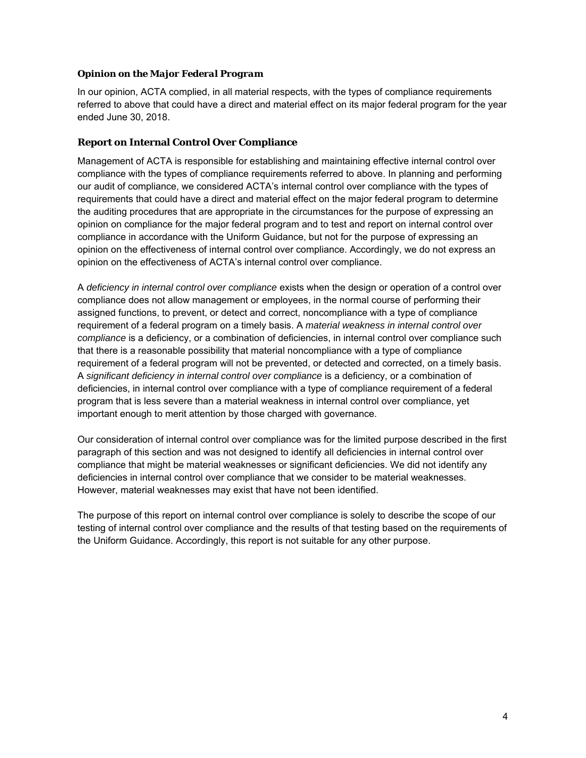### *Opinion on the Major Federal Program*

In our opinion, ACTA complied, in all material respects, with the types of compliance requirements referred to above that could have a direct and material effect on its major federal program for the year ended June 30, 2018.

### Report on Internal Control Over Compliance

Management of ACTA is responsible for establishing and maintaining effective internal control over compliance with the types of compliance requirements referred to above. In planning and performing our audit of compliance, we considered ACTA's internal control over compliance with the types of requirements that could have a direct and material effect on the major federal program to determine the auditing procedures that are appropriate in the circumstances for the purpose of expressing an opinion on compliance for the major federal program and to test and report on internal control over compliance in accordance with the Uniform Guidance, but not for the purpose of expressing an opinion on the effectiveness of internal control over compliance. Accordingly, we do not express an opinion on the effectiveness of ACTA's internal control over compliance.

A *deficiency in internal control over compliance* exists when the design or operation of a control over compliance does not allow management or employees, in the normal course of performing their assigned functions, to prevent, or detect and correct, noncompliance with a type of compliance requirement of a federal program on a timely basis. A *material weakness in internal control over compliance* is a deficiency, or a combination of deficiencies, in internal control over compliance such that there is a reasonable possibility that material noncompliance with a type of compliance requirement of a federal program will not be prevented, or detected and corrected, on a timely basis. A *significant deficiency in internal control over compliance* is a deficiency, or a combination of deficiencies, in internal control over compliance with a type of compliance requirement of a federal program that is less severe than a material weakness in internal control over compliance, yet important enough to merit attention by those charged with governance.

Our consideration of internal control over compliance was for the limited purpose described in the first paragraph of this section and was not designed to identify all deficiencies in internal control over compliance that might be material weaknesses or significant deficiencies. We did not identify any deficiencies in internal control over compliance that we consider to be material weaknesses. However, material weaknesses may exist that have not been identified.

The purpose of this report on internal control over compliance is solely to describe the scope of our testing of internal control over compliance and the results of that testing based on the requirements of the Uniform Guidance. Accordingly, this report is not suitable for any other purpose.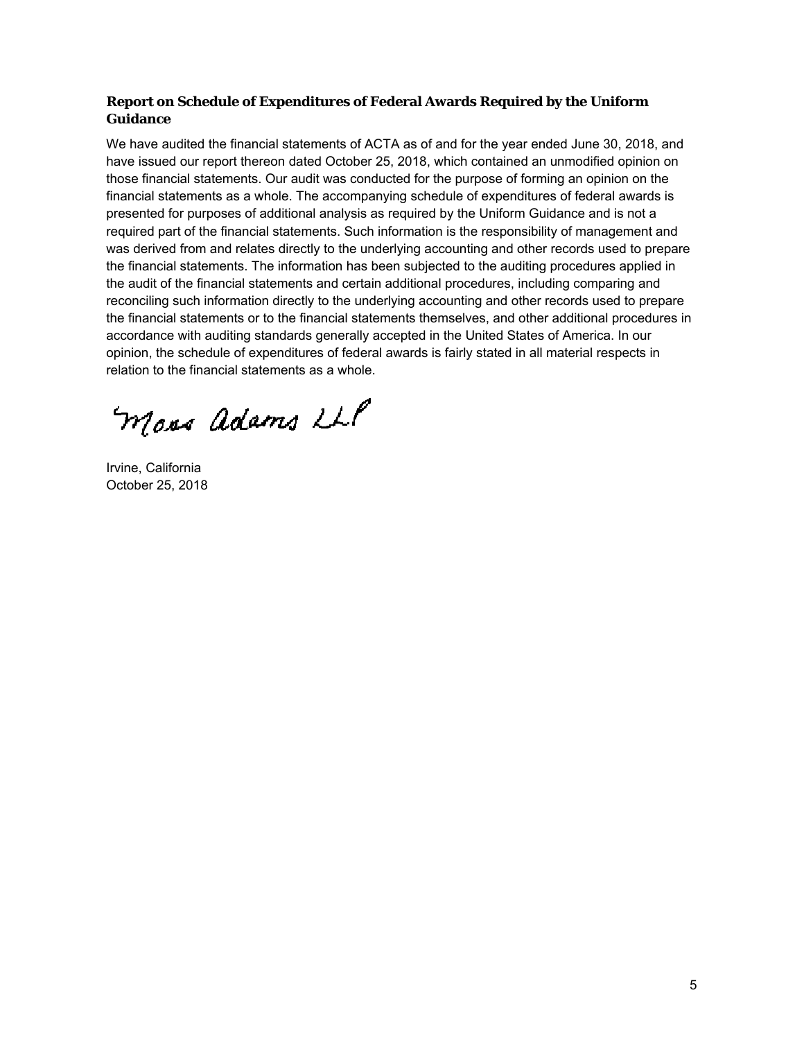### Report on Schedule of Expenditures of Federal Awards Required by the Uniform Guidance

We have audited the financial statements of ACTA as of and for the year ended June 30, 2018, and have issued our report thereon dated October 25, 2018, which contained an unmodified opinion on those financial statements. Our audit was conducted for the purpose of forming an opinion on the financial statements as a whole. The accompanying schedule of expenditures of federal awards is presented for purposes of additional analysis as required by the Uniform Guidance and is not a required part of the financial statements. Such information is the responsibility of management and was derived from and relates directly to the underlying accounting and other records used to prepare the financial statements. The information has been subjected to the auditing procedures applied in the audit of the financial statements and certain additional procedures, including comparing and reconciling such information directly to the underlying accounting and other records used to prepare the financial statements or to the financial statements themselves, and other additional procedures in accordance with auditing standards generally accepted in the United States of America. In our opinion, the schedule of expenditures of federal awards is fairly stated in all material respects in relation to the financial statements as a whole.

Moss Adams LLP

Irvine, California
October 25, 2018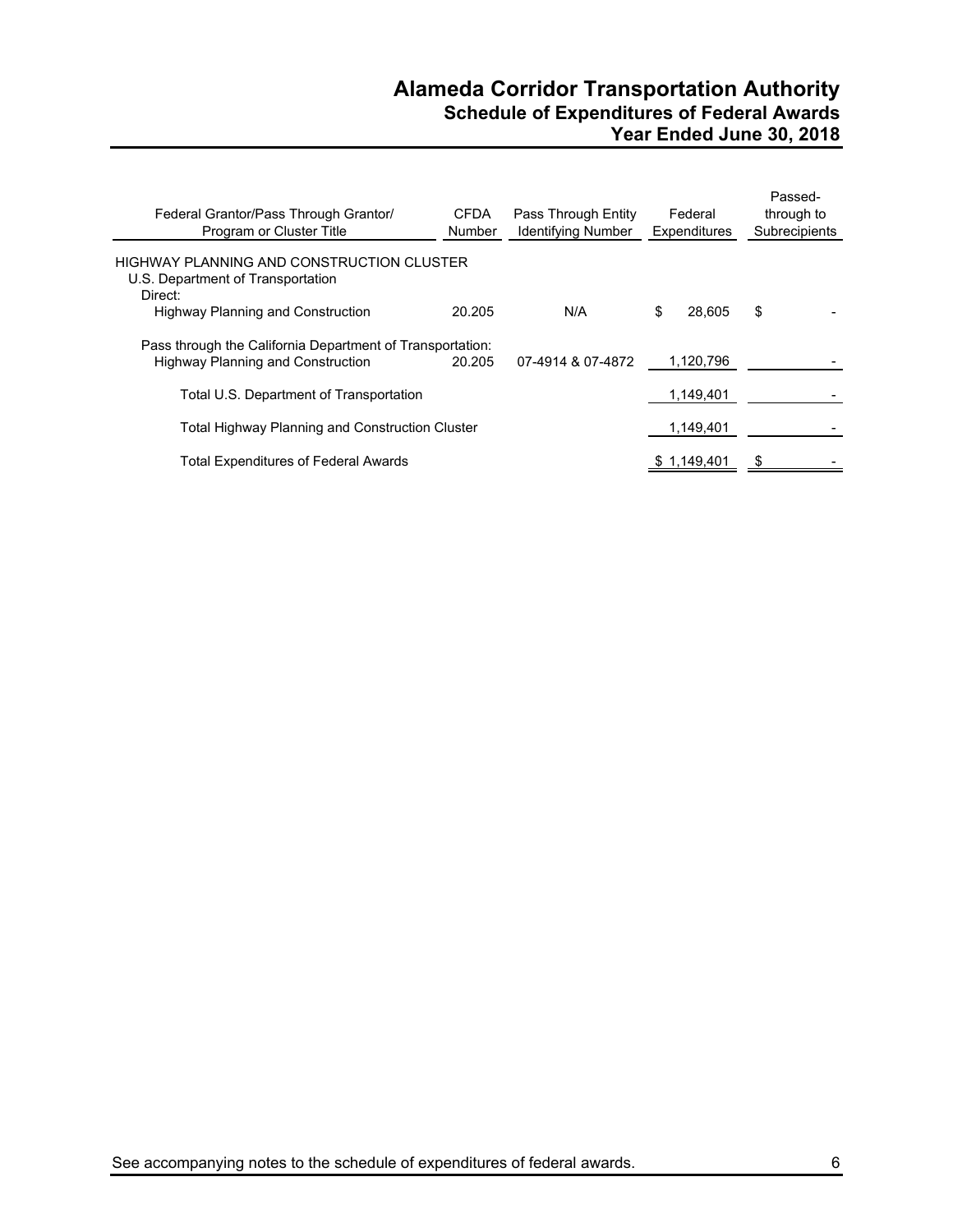# Alameda Corridor Transportation Authority
## Schedule of Expenditures of Federal Awards
## Year Ended June 30, 2018

| Federal Grantor/Pass Through Grantor/ Program or Cluster Title | CFDA Number | Pass Through Entity Identifying Number | Federal Expenditures | Passed-through to Subrecipients |
|---|---|---|---|---|
| HIGHWAY PLANNING AND CONSTRUCTION CLUSTER | | | | |
| U.S. Department of Transportation | | | | |
| Direct: | | | | |
| Highway Planning and Construction | 20.205 | N/A | $ 28,605 | $ - |
| Pass through the California Department of Transportation: | | | | |
| Highway Planning and Construction | 20.205 | 07-4914 & 07-4872 | 1,120,796 | - |
| Total U.S. Department of Transportation | | | 1,149,401 | - |
| Total Highway Planning and Construction Cluster | | | 1,149,401 | - |
| Total Expenditures of Federal Awards | | | $ 1,149,401 | $ - |

See accompanying notes to the schedule of expenditures of federal awards.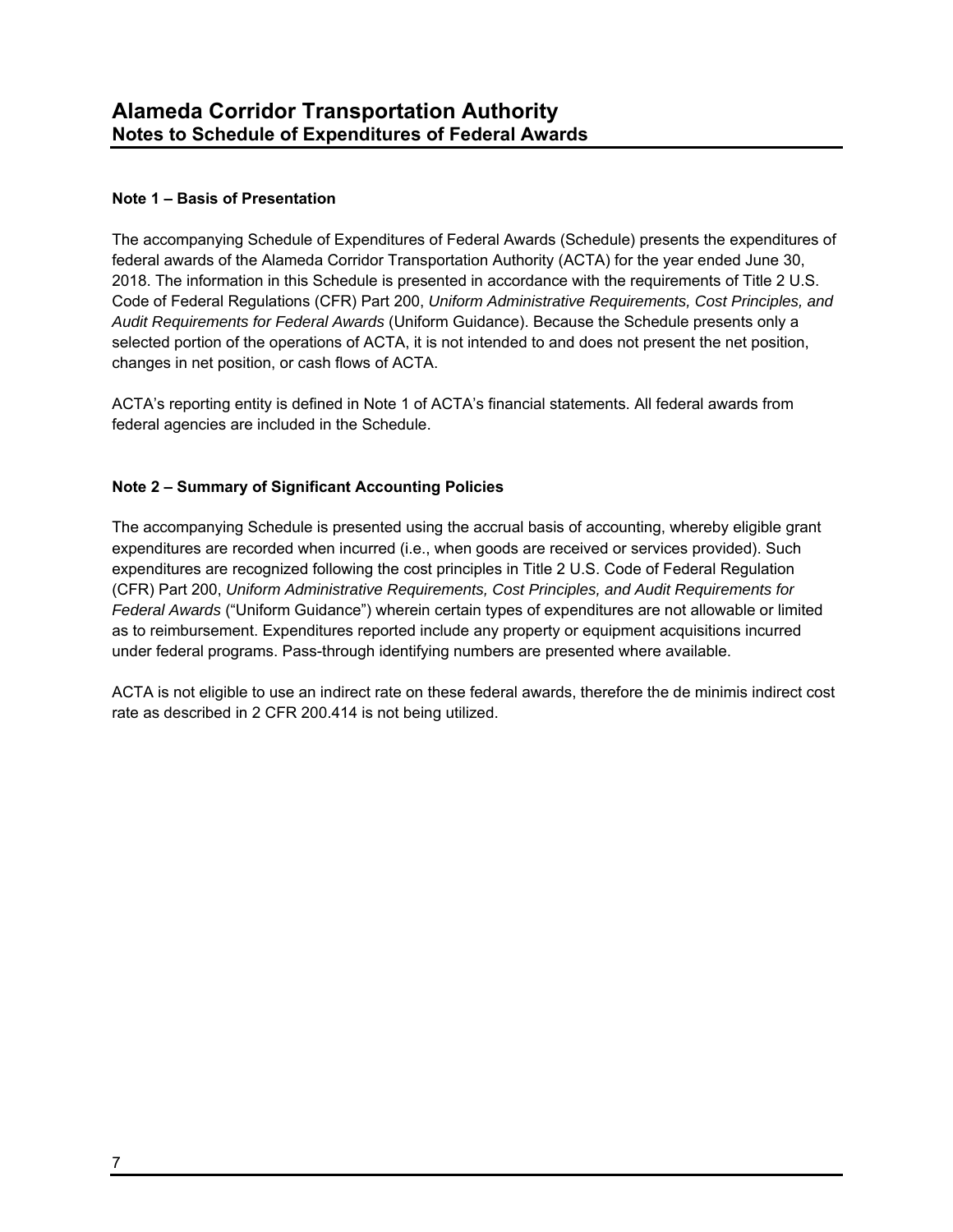# Alameda Corridor Transportation Authority
## Notes to Schedule of Expenditures of Federal Awards

**Note 1 – Basis of Presentation**

The accompanying Schedule of Expenditures of Federal Awards (Schedule) presents the expenditures of federal awards of the Alameda Corridor Transportation Authority (ACTA) for the year ended June 30, 2018. The information in this Schedule is presented in accordance with the requirements of Title 2 U.S. Code of Federal Regulations (CFR) Part 200, *Uniform Administrative Requirements, Cost Principles, and Audit Requirements for Federal Awards* (Uniform Guidance). Because the Schedule presents only a selected portion of the operations of ACTA, it is not intended to and does not present the net position, changes in net position, or cash flows of ACTA.

ACTA's reporting entity is defined in Note 1 of ACTA's financial statements. All federal awards from federal agencies are included in the Schedule.

**Note 2 – Summary of Significant Accounting Policies**

The accompanying Schedule is presented using the accrual basis of accounting, whereby eligible grant expenditures are recorded when incurred (i.e., when goods are received or services provided). Such expenditures are recognized following the cost principles in Title 2 U.S. Code of Federal Regulation (CFR) Part 200, *Uniform Administrative Requirements, Cost Principles, and Audit Requirements for Federal Awards* ("Uniform Guidance") wherein certain types of expenditures are not allowable or limited as to reimbursement. Expenditures reported include any property or equipment acquisitions incurred under federal programs. Pass-through identifying numbers are presented where available.

ACTA is not eligible to use an indirect rate on these federal awards, therefore the de minimis indirect cost rate as described in 2 CFR 200.414 is not being utilized.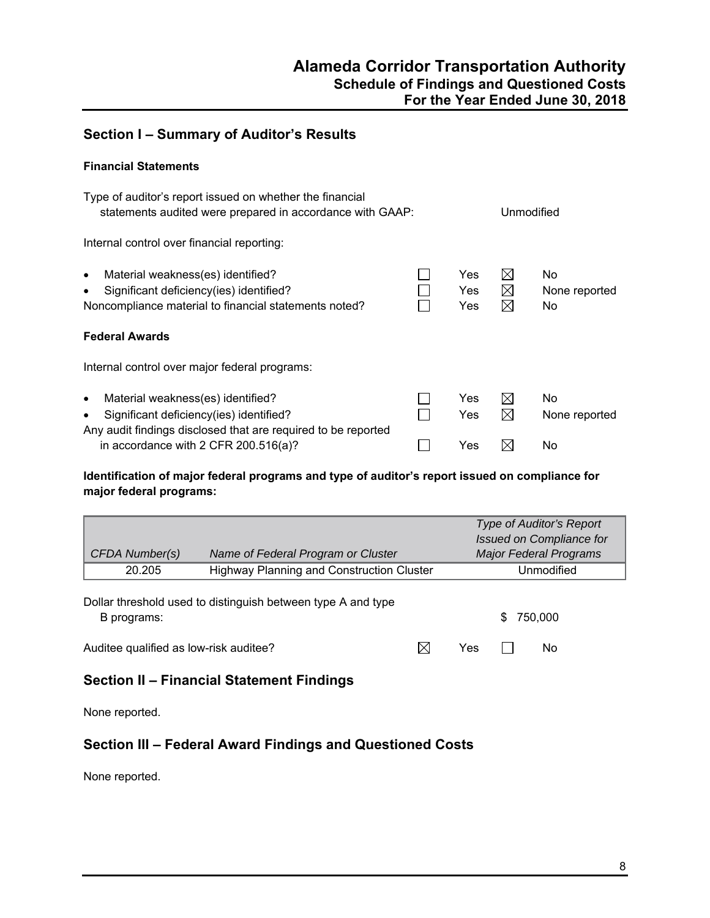# Alameda Corridor Transportation Authority
## Schedule of Findings and Questioned Costs
## For the Year Ended June 30, 2018

## Section I – Summary of Auditor's Results

### Financial Statements

Type of auditor's report issued on whether the financial statements audited were prepared in accordance with GAAP: Unmodified

Internal control over financial reporting:

| | | | | |
|---|---|---|---|---|
| • Material weakness(es) identified? | ☐ | Yes | ☒ | No |
| • Significant deficiency(ies) identified? | ☐ | Yes | ☒ | None reported |
| Noncompliance material to financial statements noted? | ☐ | Yes | ☒ | No |

### Federal Awards

Internal control over major federal programs:

| | | | | |
|---|---|---|---|---|
| • Material weakness(es) identified? | ☐ | Yes | ☒ | No |
| • Significant deficiency(ies) identified? | ☐ | Yes | ☒ | None reported |
| Any audit findings disclosed that are required to be reported in accordance with 2 CFR 200.516(a)? | ☐ | Yes | ☒ | No |

**Identification of major federal programs and type of auditor's report issued on compliance for major federal programs:**

| *CFDA Number(s)* | *Name of Federal Program or Cluster* | *Type of Auditor's Report Issued on Compliance for Major Federal Programs* |
|---|---|---|
| 20.205 | Highway Planning and Construction Cluster | Unmodified |

Dollar threshold used to distinguish between type A and type B programs: $ 750,000

Auditee qualified as low-risk auditee? ☒ Yes ☐ No

## Section II – Financial Statement Findings

None reported.

## Section III – Federal Award Findings and Questioned Costs

None reported.